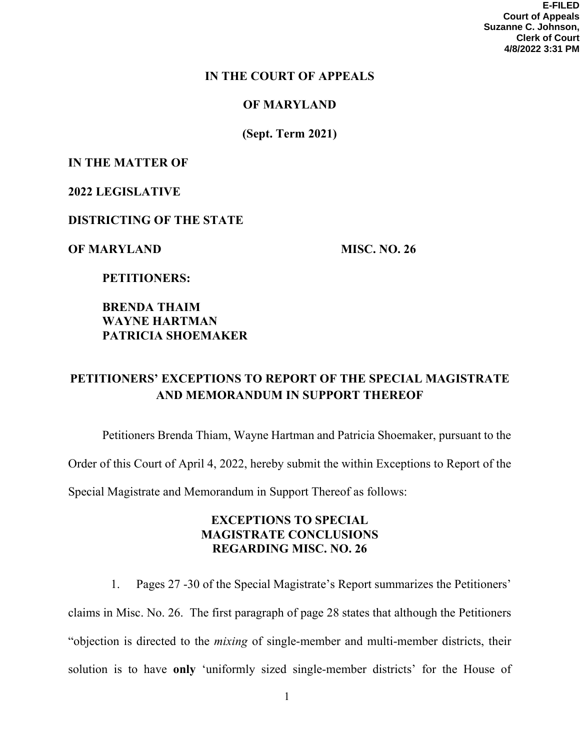**E-FILED**
**Court of Appeals**
**Suzanne C. Johnson,**
**Clerk of Court**
**4/8/2022 3:31 PM**

**IN THE COURT OF APPEALS**

**OF MARYLAND**

**(Sept. Term 2021)**

**IN THE MATTER OF**

**2022 LEGISLATIVE**

**DISTRICTING OF THE STATE**

**OF MARYLAND** **MISC. NO. 26**

**PETITIONERS:**

**BRENDA THAIM**
**WAYNE HARTMAN**
**PATRICIA SHOEMAKER**

## PETITIONERS' EXCEPTIONS TO REPORT OF THE SPECIAL MAGISTRATE AND MEMORANDUM IN SUPPORT THEREOF

Petitioners Brenda Thiam, Wayne Hartman and Patricia Shoemaker, pursuant to the Order of this Court of April 4, 2022, hereby submit the within Exceptions to Report of the Special Magistrate and Memorandum in Support Thereof as follows:

### EXCEPTIONS TO SPECIAL MAGISTRATE CONCLUSIONS REGARDING MISC. NO. 26

1. Pages 27 -30 of the Special Magistrate's Report summarizes the Petitioners' claims in Misc. No. 26. The first paragraph of page 28 states that although the Petitioners "objection is directed to the *mixing* of single-member and multi-member districts, their solution is to have **only** 'uniformly sized single-member districts' for the House of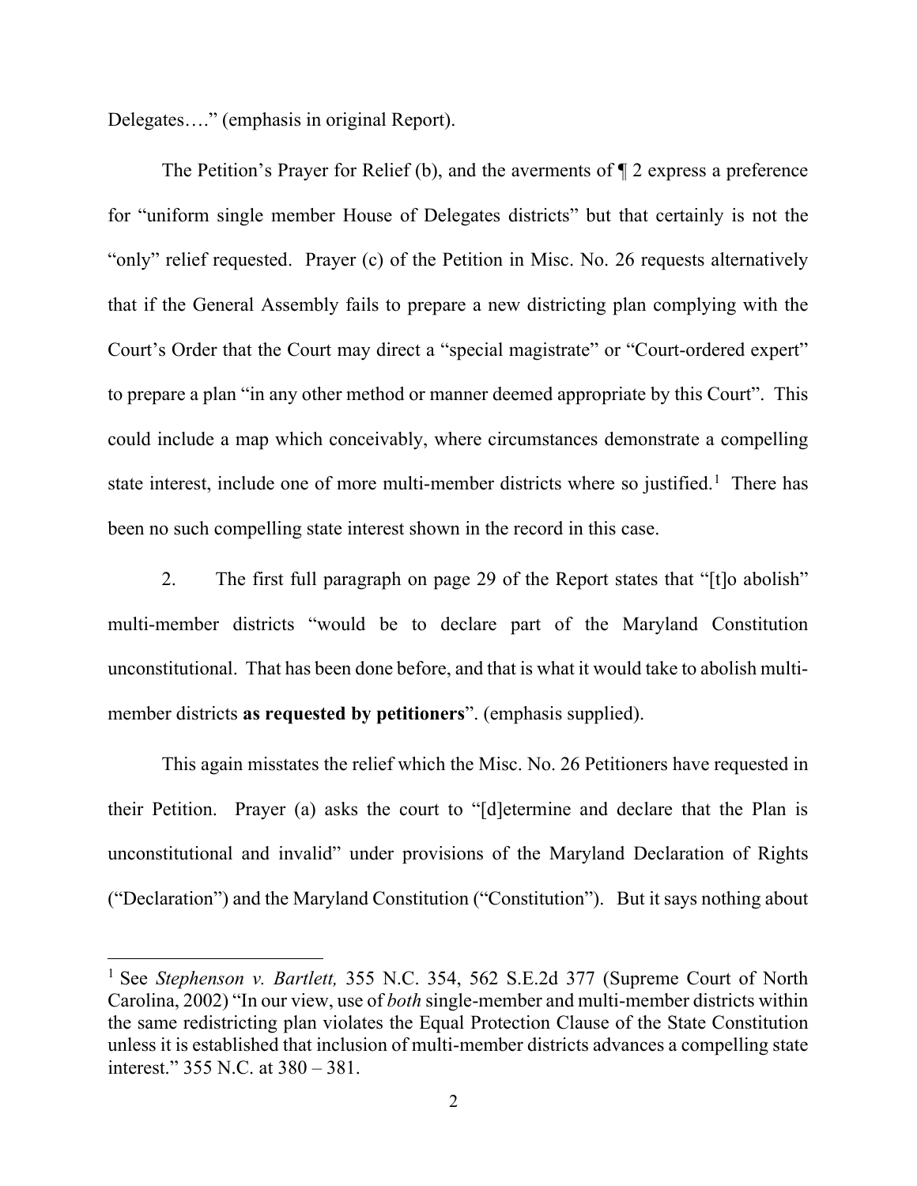Delegates…." (emphasis in original Report).

The Petition's Prayer for Relief (b), and the averments of ¶ 2 express a preference for "uniform single member House of Delegates districts" but that certainly is not the "only" relief requested. Prayer (c) of the Petition in Misc. No. 26 requests alternatively that if the General Assembly fails to prepare a new districting plan complying with the Court's Order that the Court may direct a "special magistrate" or "Court-ordered expert" to prepare a plan "in any other method or manner deemed appropriate by this Court". This could include a map which conceivably, where circumstances demonstrate a compelling state interest, include one of more multi-member districts where so justified.[1] There has been no such compelling state interest shown in the record in this case.

2. The first full paragraph on page 29 of the Report states that "[t]o abolish" multi-member districts "would be to declare part of the Maryland Constitution unconstitutional. That has been done before, and that is what it would take to abolish multi-member districts **as requested by petitioners**". (emphasis supplied).

This again misstates the relief which the Misc. No. 26 Petitioners have requested in their Petition. Prayer (a) asks the court to "[d]etermine and declare that the Plan is unconstitutional and invalid" under provisions of the Maryland Declaration of Rights ("Declaration") and the Maryland Constitution ("Constitution"). But it says nothing about

---

[1] See *Stephenson v. Bartlett,* 355 N.C. 354, 562 S.E.2d 377 (Supreme Court of North Carolina, 2002) "In our view, use of *both* single-member and multi-member districts within the same redistricting plan violates the Equal Protection Clause of the State Constitution unless it is established that inclusion of multi-member districts advances a compelling state interest." 355 N.C. at 380 – 381.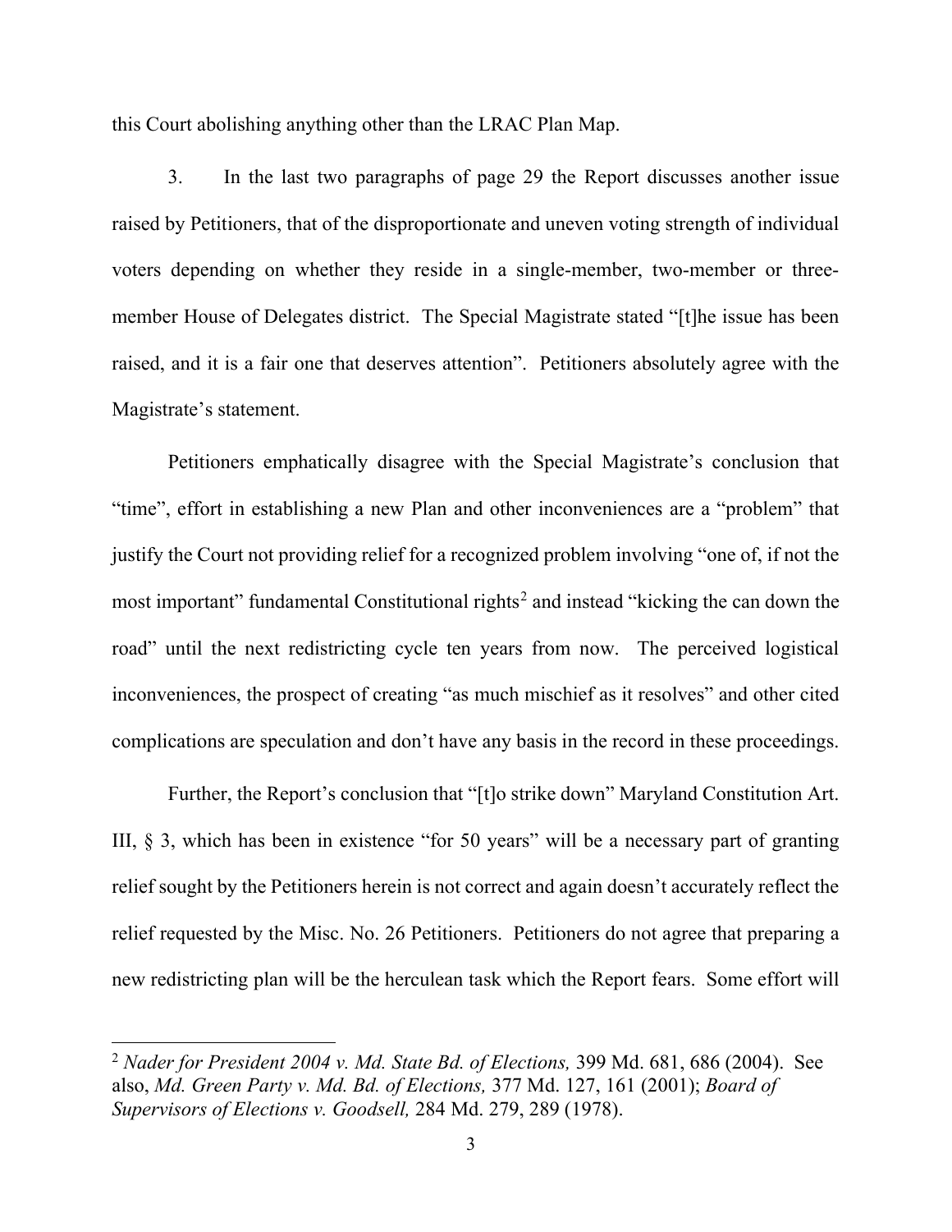this Court abolishing anything other than the LRAC Plan Map.

3. In the last two paragraphs of page 29 the Report discusses another issue raised by Petitioners, that of the disproportionate and uneven voting strength of individual voters depending on whether they reside in a single-member, two-member or three-member House of Delegates district. The Special Magistrate stated "[t]he issue has been raised, and it is a fair one that deserves attention". Petitioners absolutely agree with the Magistrate's statement.

Petitioners emphatically disagree with the Special Magistrate's conclusion that "time", effort in establishing a new Plan and other inconveniences are a "problem" that justify the Court not providing relief for a recognized problem involving "one of, if not the most important" fundamental Constitutional rights[2] and instead "kicking the can down the road" until the next redistricting cycle ten years from now. The perceived logistical inconveniences, the prospect of creating "as much mischief as it resolves" and other cited complications are speculation and don't have any basis in the record in these proceedings.

Further, the Report's conclusion that "[t]o strike down" Maryland Constitution Art. III, § 3, which has been in existence "for 50 years" will be a necessary part of granting relief sought by the Petitioners herein is not correct and again doesn't accurately reflect the relief requested by the Misc. No. 26 Petitioners. Petitioners do not agree that preparing a new redistricting plan will be the herculean task which the Report fears. Some effort will

---

[2] *Nader for President 2004 v. Md. State Bd. of Elections,* 399 Md. 681, 686 (2004). See also, *Md. Green Party v. Md. Bd. of Elections,* 377 Md. 127, 161 (2001); *Board of Supervisors of Elections v. Goodsell,* 284 Md. 279, 289 (1978).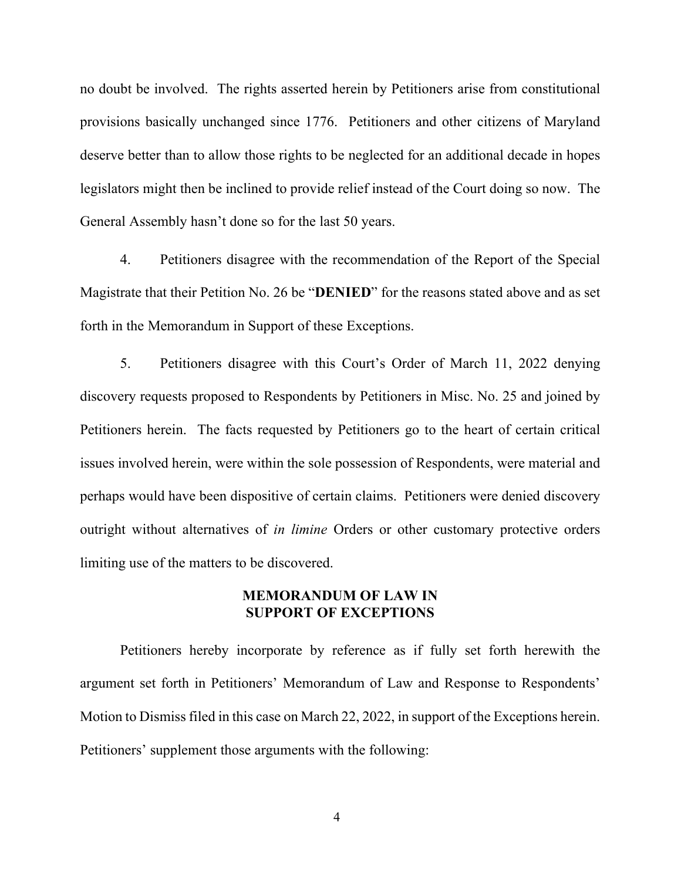no doubt be involved. The rights asserted herein by Petitioners arise from constitutional provisions basically unchanged since 1776. Petitioners and other citizens of Maryland deserve better than to allow those rights to be neglected for an additional decade in hopes legislators might then be inclined to provide relief instead of the Court doing so now. The General Assembly hasn't done so for the last 50 years.

4. Petitioners disagree with the recommendation of the Report of the Special Magistrate that their Petition No. 26 be "**DENIED**" for the reasons stated above and as set forth in the Memorandum in Support of these Exceptions.

5. Petitioners disagree with this Court's Order of March 11, 2022 denying discovery requests proposed to Respondents by Petitioners in Misc. No. 25 and joined by Petitioners herein. The facts requested by Petitioners go to the heart of certain critical issues involved herein, were within the sole possession of Respondents, were material and perhaps would have been dispositive of certain claims. Petitioners were denied discovery outright without alternatives of *in limine* Orders or other customary protective orders limiting use of the matters to be discovered.

## MEMORANDUM OF LAW IN SUPPORT OF EXCEPTIONS

Petitioners hereby incorporate by reference as if fully set forth herewith the argument set forth in Petitioners' Memorandum of Law and Response to Respondents' Motion to Dismiss filed in this case on March 22, 2022, in support of the Exceptions herein. Petitioners' supplement those arguments with the following: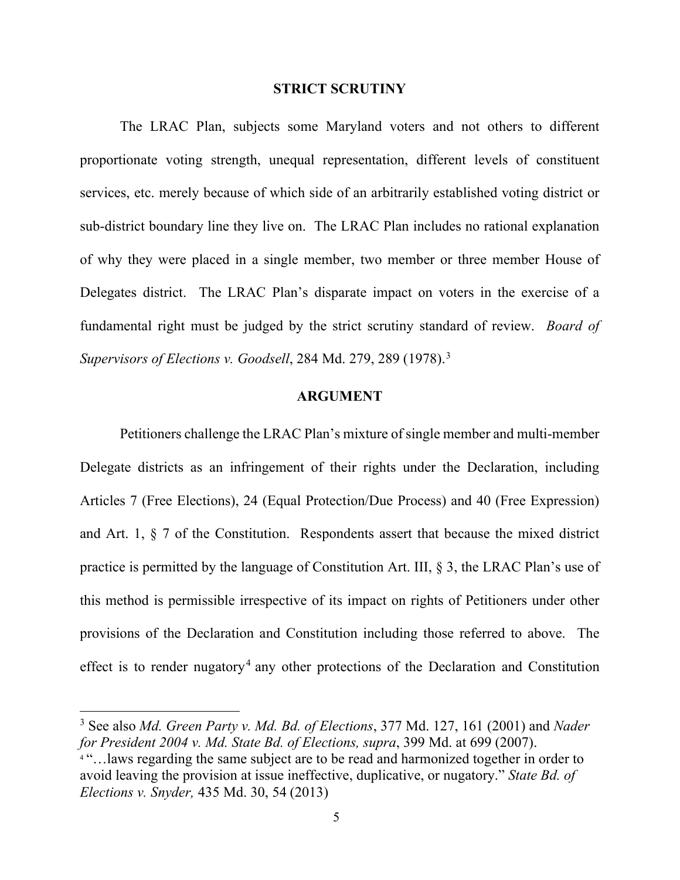## STRICT SCRUTINY

The LRAC Plan, subjects some Maryland voters and not others to different proportionate voting strength, unequal representation, different levels of constituent services, etc. merely because of which side of an arbitrarily established voting district or sub-district boundary line they live on. The LRAC Plan includes no rational explanation of why they were placed in a single member, two member or three member House of Delegates district. The LRAC Plan's disparate impact on voters in the exercise of a fundamental right must be judged by the strict scrutiny standard of review. *Board of Supervisors of Elections v. Goodsell*, 284 Md. 279, 289 (1978).[3]

## ARGUMENT

Petitioners challenge the LRAC Plan's mixture of single member and multi-member Delegate districts as an infringement of their rights under the Declaration, including Articles 7 (Free Elections), 24 (Equal Protection/Due Process) and 40 (Free Expression) and Art. 1, § 7 of the Constitution. Respondents assert that because the mixed district practice is permitted by the language of Constitution Art. III, § 3, the LRAC Plan's use of this method is permissible irrespective of its impact on rights of Petitioners under other provisions of the Declaration and Constitution including those referred to above. The effect is to render nugatory[4] any other protections of the Declaration and Constitution

---

[3] See also *Md. Green Party v. Md. Bd. of Elections*, 377 Md. 127, 161 (2001) and *Nader for President 2004 v. Md. State Bd. of Elections, supra*, 399 Md. at 699 (2007).

[4] "…laws regarding the same subject are to be read and harmonized together in order to avoid leaving the provision at issue ineffective, duplicative, or nugatory." *State Bd. of Elections v. Snyder,* 435 Md. 30, 54 (2013)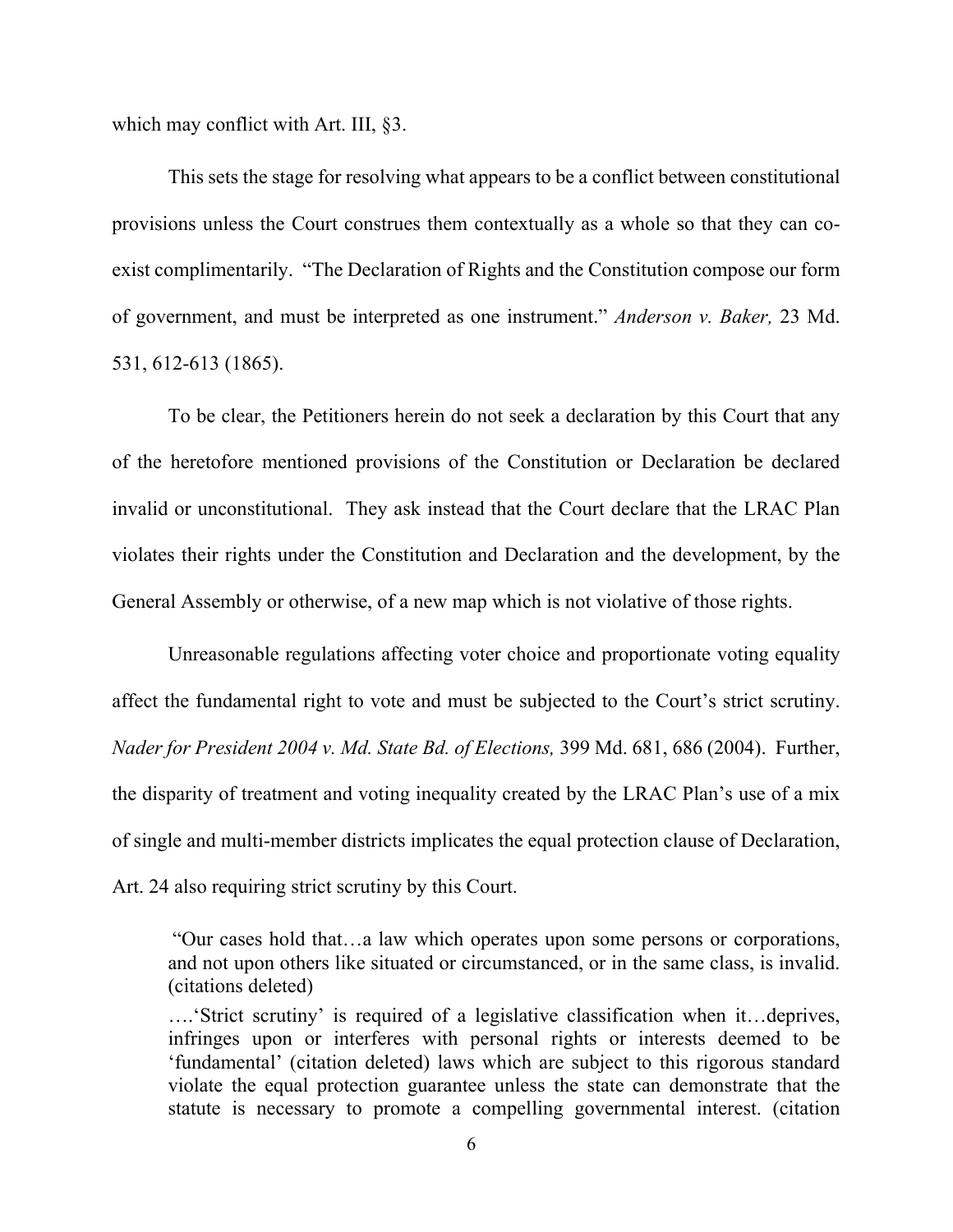which may conflict with Art. III, §3.

This sets the stage for resolving what appears to be a conflict between constitutional provisions unless the Court construes them contextually as a whole so that they can co-exist complimentarily. "The Declaration of Rights and the Constitution compose our form of government, and must be interpreted as one instrument." *Anderson v. Baker,* 23 Md. 531, 612-613 (1865).

To be clear, the Petitioners herein do not seek a declaration by this Court that any of the heretofore mentioned provisions of the Constitution or Declaration be declared invalid or unconstitutional. They ask instead that the Court declare that the LRAC Plan violates their rights under the Constitution and Declaration and the development, by the General Assembly or otherwise, of a new map which is not violative of those rights.

Unreasonable regulations affecting voter choice and proportionate voting equality affect the fundamental right to vote and must be subjected to the Court's strict scrutiny. *Nader for President 2004 v. Md. State Bd. of Elections,* 399 Md. 681, 686 (2004). Further, the disparity of treatment and voting inequality created by the LRAC Plan's use of a mix of single and multi-member districts implicates the equal protection clause of Declaration, Art. 24 also requiring strict scrutiny by this Court.

> "Our cases hold that…a law which operates upon some persons or corporations, and not upon others like situated or circumstanced, or in the same class, is invalid. (citations deleted)
>
> ….'Strict scrutiny' is required of a legislative classification when it…deprives, infringes upon or interferes with personal rights or interests deemed to be 'fundamental' (citation deleted) laws which are subject to this rigorous standard violate the equal protection guarantee unless the state can demonstrate that the statute is necessary to promote a compelling governmental interest. (citation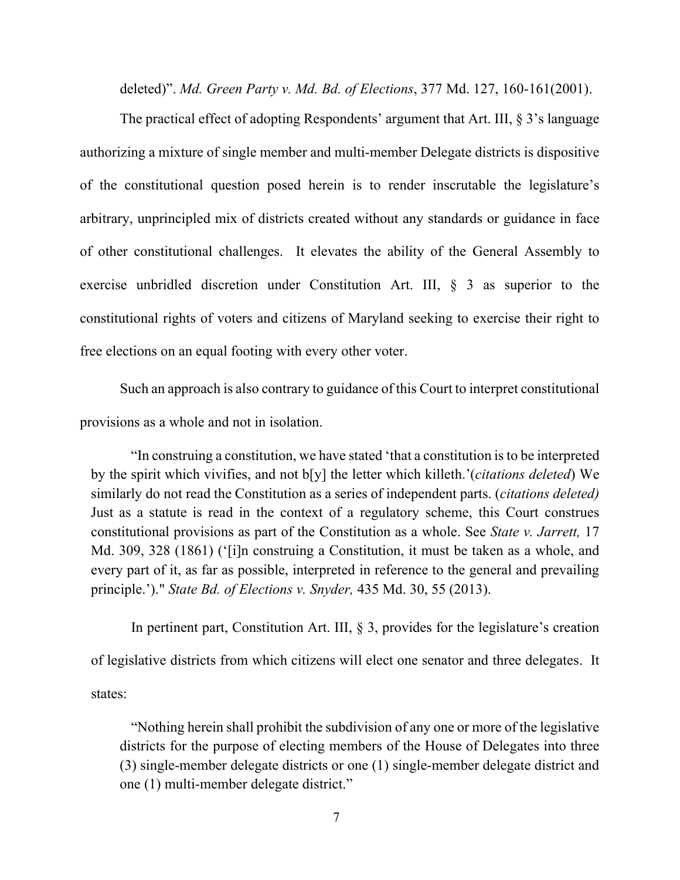deleted)". *Md. Green Party v. Md. Bd. of Elections*, 377 Md. 127, 160-161(2001).

The practical effect of adopting Respondents' argument that Art. III, § 3's language authorizing a mixture of single member and multi-member Delegate districts is dispositive of the constitutional question posed herein is to render inscrutable the legislature's arbitrary, unprincipled mix of districts created without any standards or guidance in face of other constitutional challenges. It elevates the ability of the General Assembly to exercise unbridled discretion under Constitution Art. III, § 3 as superior to the constitutional rights of voters and citizens of Maryland seeking to exercise their right to free elections on an equal footing with every other voter.

Such an approach is also contrary to guidance of this Court to interpret constitutional provisions as a whole and not in isolation.

> "In construing a constitution, we have stated 'that a constitution is to be interpreted by the spirit which vivifies, and not b[y] the letter which killeth.'(*citations deleted*) We similarly do not read the Constitution as a series of independent parts. (*citations deleted)* Just as a statute is read in the context of a regulatory scheme, this Court construes constitutional provisions as part of the Constitution as a whole. See *State v. Jarrett,* 17 Md. 309, 328 (1861) ('[i]n construing a Constitution, it must be taken as a whole, and every part of it, as far as possible, interpreted in reference to the general and prevailing principle.')." *State Bd. of Elections v. Snyder,* 435 Md. 30, 55 (2013).

In pertinent part, Constitution Art. III, § 3, provides for the legislature's creation of legislative districts from which citizens will elect one senator and three delegates. It states:

> "Nothing herein shall prohibit the subdivision of any one or more of the legislative districts for the purpose of electing members of the House of Delegates into three (3) single-member delegate districts or one (1) single-member delegate district and one (1) multi-member delegate district."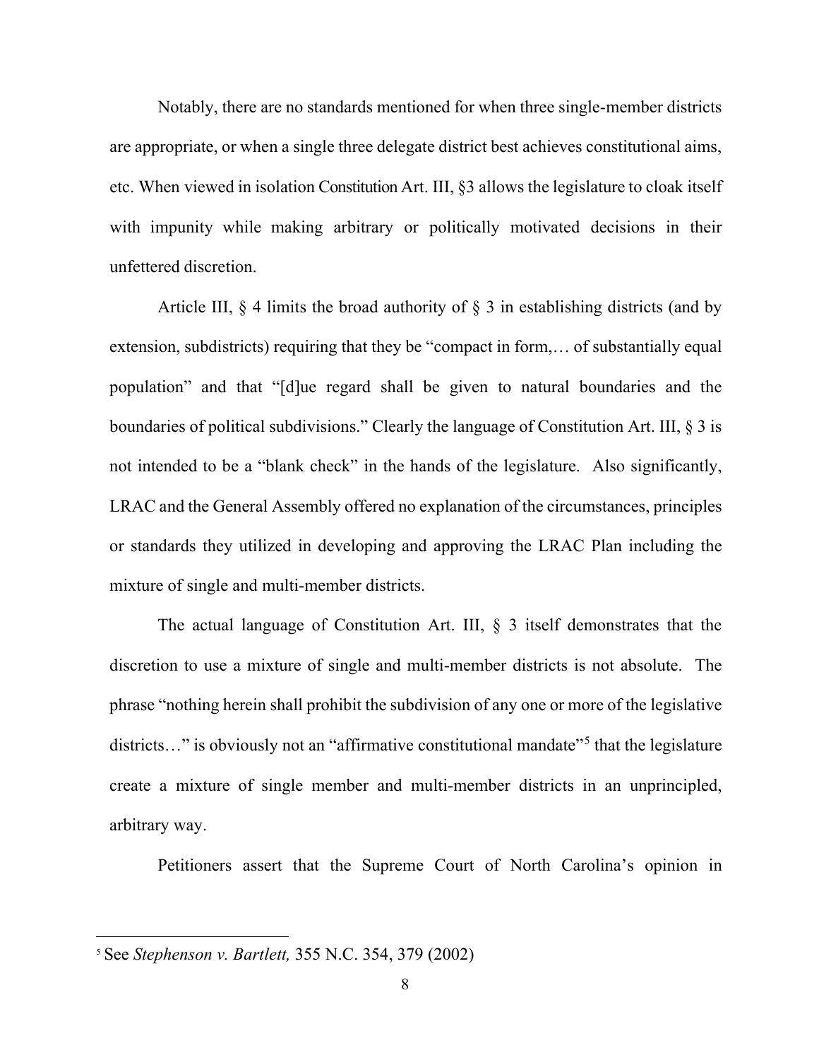Notably, there are no standards mentioned for when three single-member districts are appropriate, or when a single three delegate district best achieves constitutional aims, etc. When viewed in isolation Constitution Art. III, §3 allows the legislature to cloak itself with impunity while making arbitrary or politically motivated decisions in their unfettered discretion.

Article III, § 4 limits the broad authority of § 3 in establishing districts (and by extension, subdistricts) requiring that they be "compact in form,… of substantially equal population" and that "[d]ue regard shall be given to natural boundaries and the boundaries of political subdivisions." Clearly the language of Constitution Art. III, § 3 is not intended to be a "blank check" in the hands of the legislature. Also significantly, LRAC and the General Assembly offered no explanation of the circumstances, principles or standards they utilized in developing and approving the LRAC Plan including the mixture of single and multi-member districts.

The actual language of Constitution Art. III, § 3 itself demonstrates that the discretion to use a mixture of single and multi-member districts is not absolute. The phrase "nothing herein shall prohibit the subdivision of any one or more of the legislative districts…" is obviously not an "affirmative constitutional mandate"[5] that the legislature create a mixture of single member and multi-member districts in an unprincipled, arbitrary way.

Petitioners assert that the Supreme Court of North Carolina's opinion in

---

[5] See *Stephenson v. Bartlett,* 355 N.C. 354, 379 (2002)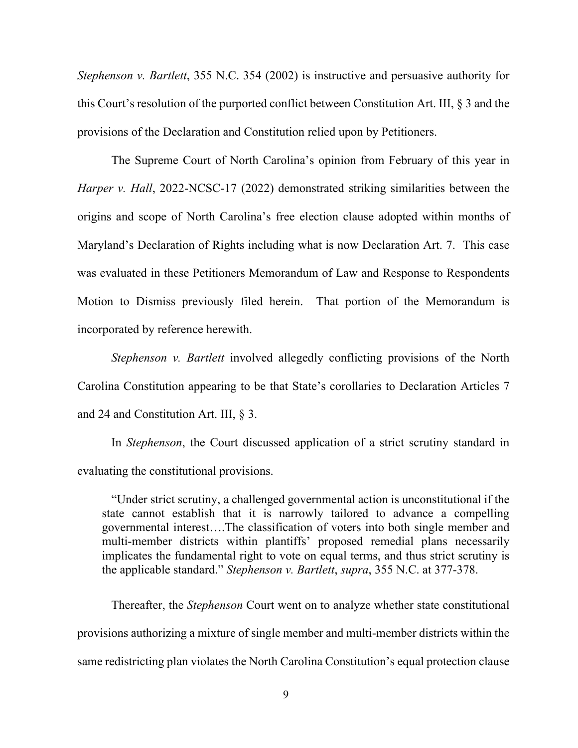*Stephenson v. Bartlett*, 355 N.C. 354 (2002) is instructive and persuasive authority for this Court's resolution of the purported conflict between Constitution Art. III, § 3 and the provisions of the Declaration and Constitution relied upon by Petitioners.

The Supreme Court of North Carolina's opinion from February of this year in *Harper v. Hall*, 2022-NCSC-17 (2022) demonstrated striking similarities between the origins and scope of North Carolina's free election clause adopted within months of Maryland's Declaration of Rights including what is now Declaration Art. 7. This case was evaluated in these Petitioners Memorandum of Law and Response to Respondents Motion to Dismiss previously filed herein. That portion of the Memorandum is incorporated by reference herewith.

*Stephenson v. Bartlett* involved allegedly conflicting provisions of the North Carolina Constitution appearing to be that State's corollaries to Declaration Articles 7 and 24 and Constitution Art. III, § 3.

In *Stephenson*, the Court discussed application of a strict scrutiny standard in evaluating the constitutional provisions.

> "Under strict scrutiny, a challenged governmental action is unconstitutional if the state cannot establish that it is narrowly tailored to advance a compelling governmental interest….The classification of voters into both single member and multi-member districts within plantiffs' proposed remedial plans necessarily implicates the fundamental right to vote on equal terms, and thus strict scrutiny is the applicable standard." *Stephenson v. Bartlett*, *supra*, 355 N.C. at 377-378.

Thereafter, the *Stephenson* Court went on to analyze whether state constitutional provisions authorizing a mixture of single member and multi-member districts within the same redistricting plan violates the North Carolina Constitution's equal protection clause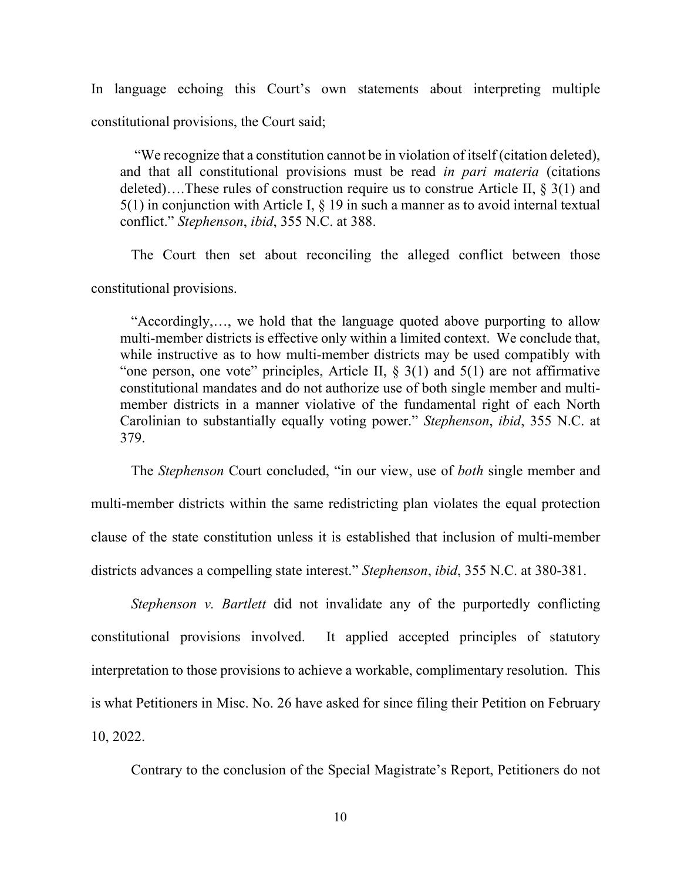In language echoing this Court's own statements about interpreting multiple constitutional provisions, the Court said;

> "We recognize that a constitution cannot be in violation of itself (citation deleted), and that all constitutional provisions must be read *in pari materia* (citations deleted)….These rules of construction require us to construe Article II, § 3(1) and 5(1) in conjunction with Article I, § 19 in such a manner as to avoid internal textual conflict." *Stephenson*, *ibid*, 355 N.C. at 388.

The Court then set about reconciling the alleged conflict between those constitutional provisions.

> "Accordingly,…, we hold that the language quoted above purporting to allow multi-member districts is effective only within a limited context. We conclude that, while instructive as to how multi-member districts may be used compatibly with "one person, one vote" principles, Article II, § 3(1) and 5(1) are not affirmative constitutional mandates and do not authorize use of both single member and multi-member districts in a manner violative of the fundamental right of each North Carolinian to substantially equally voting power." *Stephenson*, *ibid*, 355 N.C. at 379.

The *Stephenson* Court concluded, "in our view, use of *both* single member and multi-member districts within the same redistricting plan violates the equal protection clause of the state constitution unless it is established that inclusion of multi-member districts advances a compelling state interest." *Stephenson*, *ibid*, 355 N.C. at 380-381.

*Stephenson v. Bartlett* did not invalidate any of the purportedly conflicting constitutional provisions involved. It applied accepted principles of statutory interpretation to those provisions to achieve a workable, complimentary resolution. This is what Petitioners in Misc. No. 26 have asked for since filing their Petition on February 10, 2022.

Contrary to the conclusion of the Special Magistrate's Report, Petitioners do not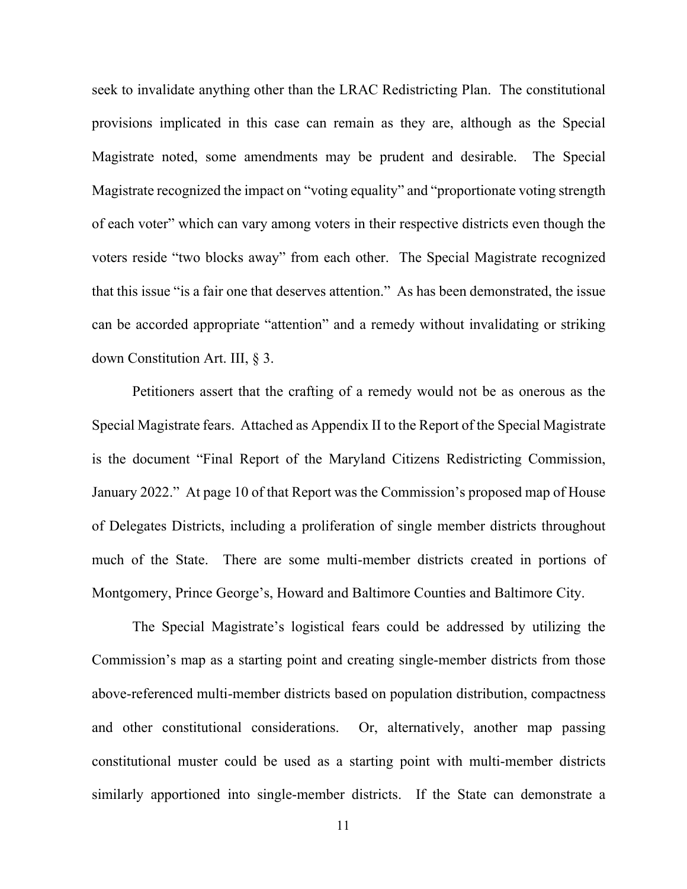seek to invalidate anything other than the LRAC Redistricting Plan. The constitutional provisions implicated in this case can remain as they are, although as the Special Magistrate noted, some amendments may be prudent and desirable. The Special Magistrate recognized the impact on "voting equality" and "proportionate voting strength of each voter" which can vary among voters in their respective districts even though the voters reside "two blocks away" from each other. The Special Magistrate recognized that this issue "is a fair one that deserves attention." As has been demonstrated, the issue can be accorded appropriate "attention" and a remedy without invalidating or striking down Constitution Art. III, § 3.

Petitioners assert that the crafting of a remedy would not be as onerous as the Special Magistrate fears. Attached as Appendix II to the Report of the Special Magistrate is the document "Final Report of the Maryland Citizens Redistricting Commission, January 2022." At page 10 of that Report was the Commission's proposed map of House of Delegates Districts, including a proliferation of single member districts throughout much of the State. There are some multi-member districts created in portions of Montgomery, Prince George's, Howard and Baltimore Counties and Baltimore City.

The Special Magistrate's logistical fears could be addressed by utilizing the Commission's map as a starting point and creating single-member districts from those above-referenced multi-member districts based on population distribution, compactness and other constitutional considerations. Or, alternatively, another map passing constitutional muster could be used as a starting point with multi-member districts similarly apportioned into single-member districts. If the State can demonstrate a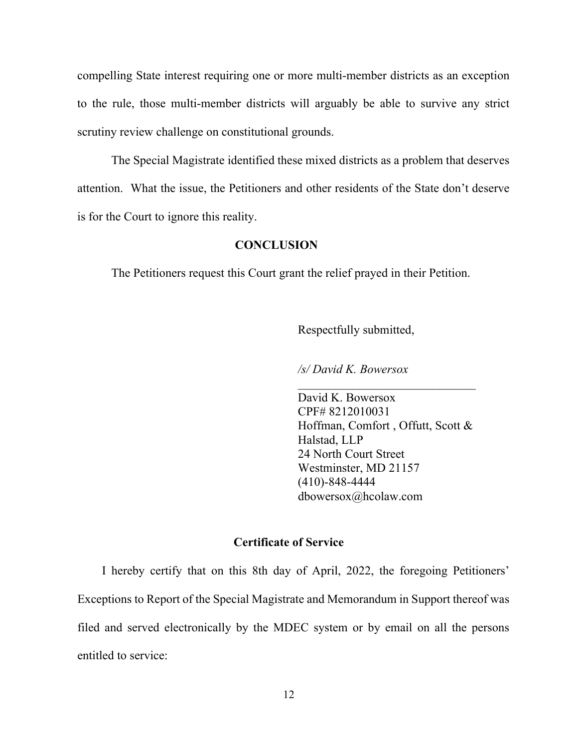compelling State interest requiring one or more multi-member districts as an exception to the rule, those multi-member districts will arguably be able to survive any strict scrutiny review challenge on constitutional grounds.

The Special Magistrate identified these mixed districts as a problem that deserves attention. What the issue, the Petitioners and other residents of the State don't deserve is for the Court to ignore this reality.

**CONCLUSION**

The Petitioners request this Court grant the relief prayed in their Petition.

Respectfully submitted,

*/s/ David K. Bowersox*

\_\_\_\_\_\_\_\_\_\_\_\_\_\_\_\_\_\_\_\_\_\_\_\_\_\_\_\_\_\_

David K. Bowersox
CPF# 8212010031
Hoffman, Comfort , Offutt, Scott & Halstad, LLP
24 North Court Street
Westminster, MD 21157
(410)-848-4444
dbowersox@hcolaw.com

**Certificate of Service**

I hereby certify that on this 8th day of April, 2022, the foregoing Petitioners' Exceptions to Report of the Special Magistrate and Memorandum in Support thereof was filed and served electronically by the MDEC system or by email on all the persons entitled to service: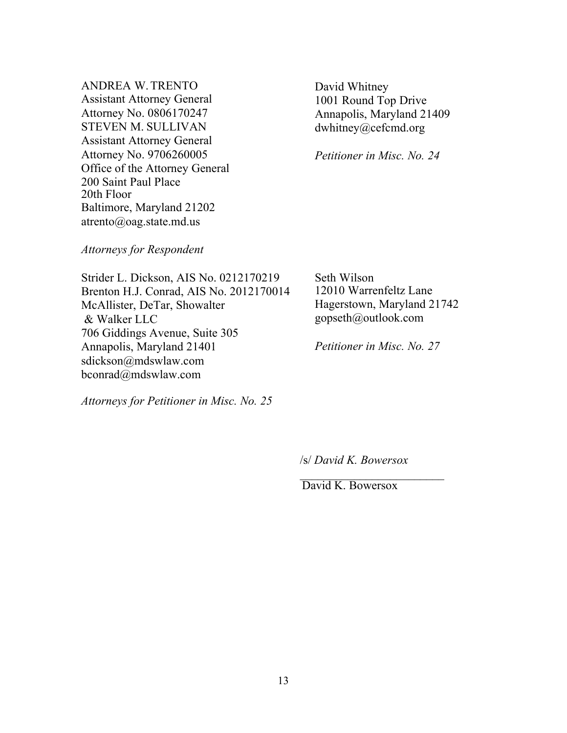ANDREA W. TRENTO
Assistant Attorney General
Attorney No. 0806170247
STEVEN M. SULLIVAN
Assistant Attorney General
Attorney No. 9706260005
Office of the Attorney General
200 Saint Paul Place
20th Floor
Baltimore, Maryland 21202
atrento@oag.state.md.us

*Attorneys for Respondent*

David Whitney
1001 Round Top Drive
Annapolis, Maryland 21409
dwhitney@cefcmd.org

*Petitioner in Misc. No. 24*

Strider L. Dickson, AIS No. 0212170219
Brenton H.J. Conrad, AIS No. 2012170014
McAllister, DeTar, Showalter
& Walker LLC
706 Giddings Avenue, Suite 305
Annapolis, Maryland 21401
sdickson@mdswlaw.com
bconrad@mdswlaw.com

*Attorneys for Petitioner in Misc. No. 25*

Seth Wilson
12010 Warrenfeltz Lane
Hagerstown, Maryland 21742
gopseth@outlook.com

*Petitioner in Misc. No. 27*

/s/ *David K. Bowersox*

David K. Bowersox